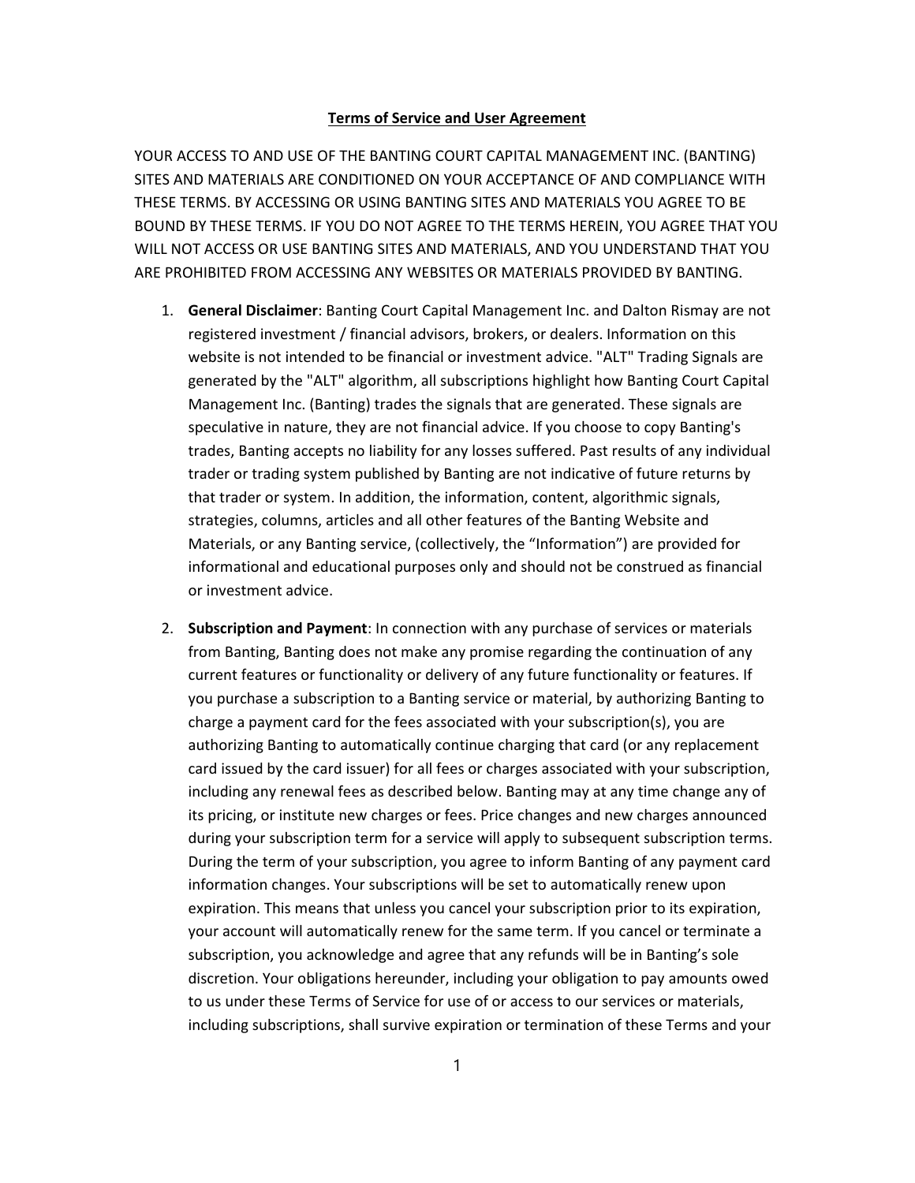**Terms of Service and User Agreement**

YOUR ACCESS TO AND USE OF THE BANTING COURT CAPITAL MANAGEMENT INC. (BANTING) SITES AND MATERIALS ARE CONDITIONED ON YOUR ACCEPTANCE OF AND COMPLIANCE WITH THESE TERMS. BY ACCESSING OR USING BANTING SITES AND MATERIALS YOU AGREE TO BE BOUND BY THESE TERMS. IF YOU DO NOT AGREE TO THE TERMS HEREIN, YOU AGREE THAT YOU WILL NOT ACCESS OR USE BANTING SITES AND MATERIALS, AND YOU UNDERSTAND THAT YOU ARE PROHIBITED FROM ACCESSING ANY WEBSITES OR MATERIALS PROVIDED BY BANTING.

1. **General Disclaimer**: Banting Court Capital Management Inc. and Dalton Rismay are not registered investment / financial advisors, brokers, or dealers. Information on this website is not intended to be financial or investment advice. "ALT" Trading Signals are generated by the "ALT" algorithm, all subscriptions highlight how Banting Court Capital Management Inc. (Banting) trades the signals that are generated. These signals are speculative in nature, they are not financial advice. If you choose to copy Banting's trades, Banting accepts no liability for any losses suffered. Past results of any individual trader or trading system published by Banting are not indicative of future returns by that trader or system. In addition, the information, content, algorithmic signals, strategies, columns, articles and all other features of the Banting Website and Materials, or any Banting service, (collectively, the "Information") are provided for informational and educational purposes only and should not be construed as financial or investment advice.

2. **Subscription and Payment**: In connection with any purchase of services or materials from Banting, Banting does not make any promise regarding the continuation of any current features or functionality or delivery of any future functionality or features. If you purchase a subscription to a Banting service or material, by authorizing Banting to charge a payment card for the fees associated with your subscription(s), you are authorizing Banting to automatically continue charging that card (or any replacement card issued by the card issuer) for all fees or charges associated with your subscription, including any renewal fees as described below. Banting may at any time change any of its pricing, or institute new charges or fees. Price changes and new charges announced during your subscription term for a service will apply to subsequent subscription terms. During the term of your subscription, you agree to inform Banting of any payment card information changes. Your subscriptions will be set to automatically renew upon expiration. This means that unless you cancel your subscription prior to its expiration, your account will automatically renew for the same term. If you cancel or terminate a subscription, you acknowledge and agree that any refunds will be in Banting's sole discretion. Your obligations hereunder, including your obligation to pay amounts owed to us under these Terms of Service for use of or access to our services or materials, including subscriptions, shall survive expiration or termination of these Terms and your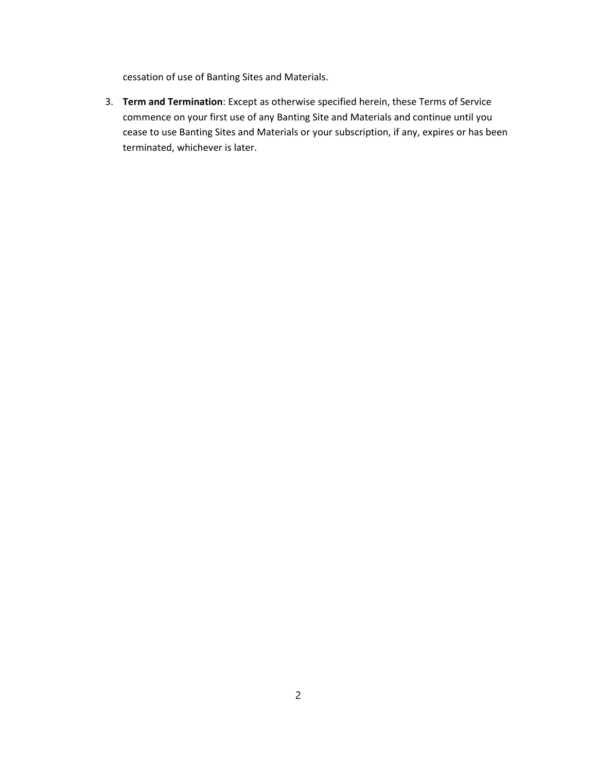cessation of use of Banting Sites and Materials.

3. **Term and Termination**: Except as otherwise specified herein, these Terms of Service commence on your first use of any Banting Site and Materials and continue until you cease to use Banting Sites and Materials or your subscription, if any, expires or has been terminated, whichever is later.